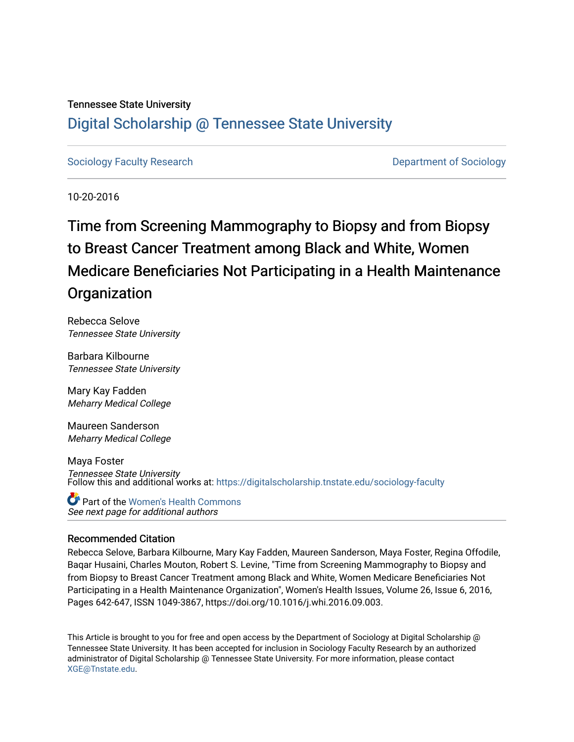Tennessee State University

# Digital Scholarship @ Tennessee State University

Sociology Faculty Research

Department of Sociology

10-20-2016

# Time from Screening Mammography to Biopsy and from Biopsy to Breast Cancer Treatment among Black and White, Women Medicare Beneficiaries Not Participating in a Health Maintenance Organization

Rebecca Selove
*Tennessee State University*

Barbara Kilbourne
*Tennessee State University*

Mary Kay Fadden
*Meharry Medical College*

Maureen Sanderson
*Meharry Medical College*

Maya Foster
*Tennessee State University*

Follow this and additional works at: https://digitalscholarship.tnstate.edu/sociology-faculty

Part of the Women's Health Commons

*See next page for additional authors*

## Recommended Citation

Rebecca Selove, Barbara Kilbourne, Mary Kay Fadden, Maureen Sanderson, Maya Foster, Regina Offodile, Baqar Husaini, Charles Mouton, Robert S. Levine, "Time from Screening Mammography to Biopsy and from Biopsy to Breast Cancer Treatment among Black and White, Women Medicare Beneficiaries Not Participating in a Health Maintenance Organization", Women's Health Issues, Volume 26, Issue 6, 2016, Pages 642-647, ISSN 1049-3867, https://doi.org/10.1016/j.whi.2016.09.003.

This Article is brought to you for free and open access by the Department of Sociology at Digital Scholarship @ Tennessee State University. It has been accepted for inclusion in Sociology Faculty Research by an authorized administrator of Digital Scholarship @ Tennessee State University. For more information, please contact XGE@Tnstate.edu.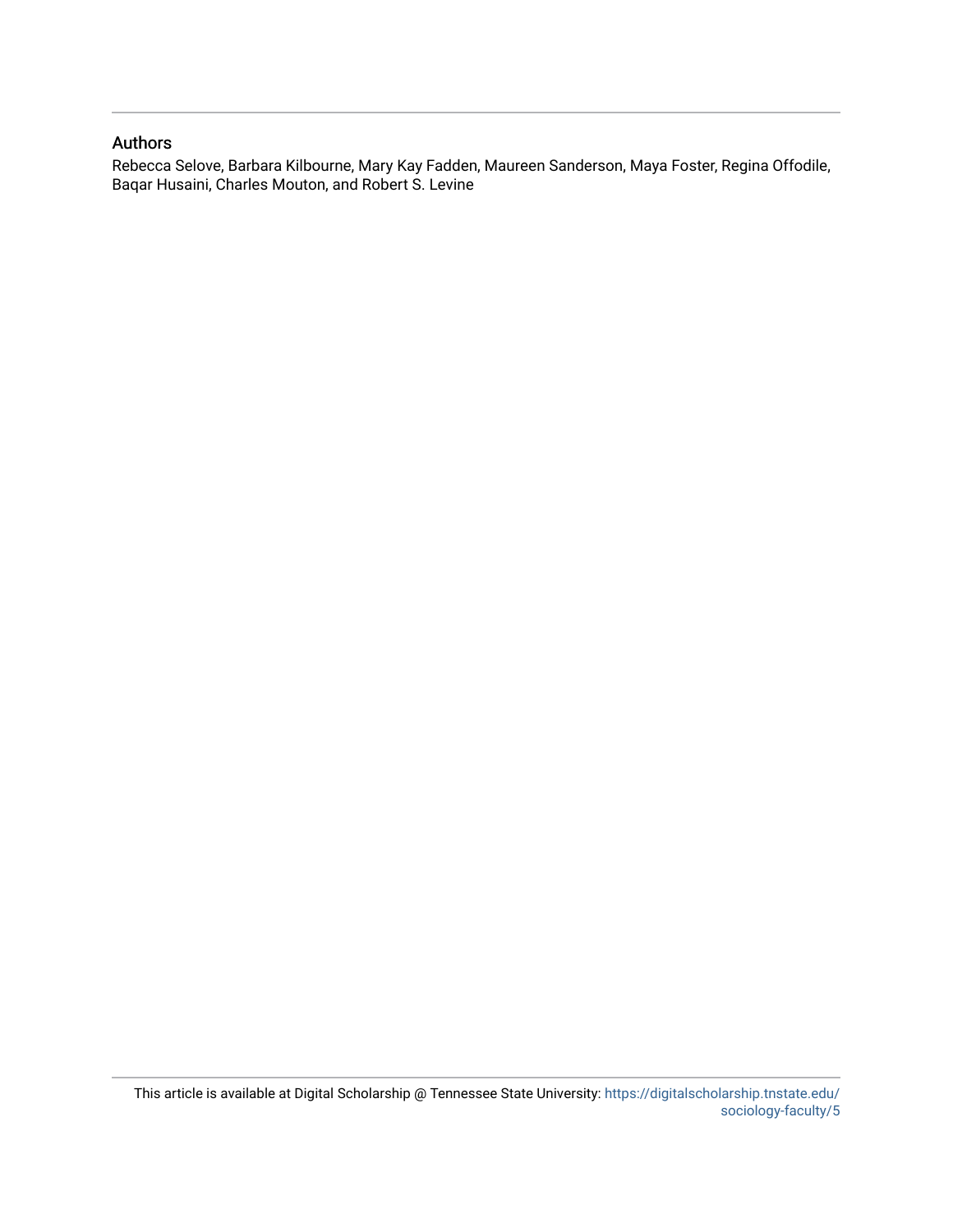## Authors

Rebecca Selove, Barbara Kilbourne, Mary Kay Fadden, Maureen Sanderson, Maya Foster, Regina Offodile, Baqar Husaini, Charles Mouton, and Robert S. Levine

This article is available at Digital Scholarship @ Tennessee State University: https://digitalscholarship.tnstate.edu/sociology-faculty/5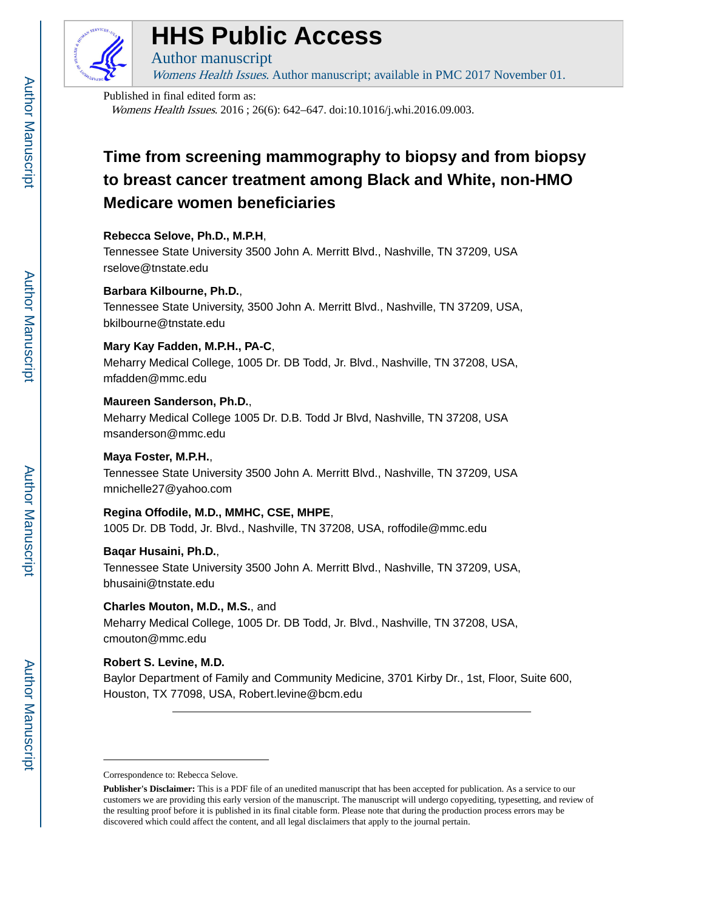# HHS Public Access

Author manuscript

*Womens Health Issues*. Author manuscript; available in PMC 2017 November 01.

Published in final edited form as:

*Womens Health Issues*. 2016 ; 26(6): 642–647. doi:10.1016/j.whi.2016.09.003.

## Time from screening mammography to biopsy and from biopsy to breast cancer treatment among Black and White, non-HMO Medicare women beneficiaries

**Rebecca Selove, Ph.D., M.P.H**,
Tennessee State University 3500 John A. Merritt Blvd., Nashville, TN 37209, USA
rselove@tnstate.edu

**Barbara Kilbourne, Ph.D.**,
Tennessee State University, 3500 John A. Merritt Blvd., Nashville, TN 37209, USA,
bkilbourne@tnstate.edu

**Mary Kay Fadden, M.P.H., PA-C**,
Meharry Medical College, 1005 Dr. DB Todd, Jr. Blvd., Nashville, TN 37208, USA,
mfadden@mmc.edu

**Maureen Sanderson, Ph.D.**,
Meharry Medical College 1005 Dr. D.B. Todd Jr Blvd, Nashville, TN 37208, USA
msanderson@mmc.edu

**Maya Foster, M.P.H.**,
Tennessee State University 3500 John A. Merritt Blvd., Nashville, TN 37209, USA
mnichelle27@yahoo.com

**Regina Offodile, M.D., MMHC, CSE, MHPE**,
1005 Dr. DB Todd, Jr. Blvd., Nashville, TN 37208, USA, roffodile@mmc.edu

**Baqar Husaini, Ph.D.**,
Tennessee State University 3500 John A. Merritt Blvd., Nashville, TN 37209, USA,
bhusaini@tnstate.edu

**Charles Mouton, M.D., M.S.**, and
Meharry Medical College, 1005 Dr. DB Todd, Jr. Blvd., Nashville, TN 37208, USA,
cmouton@mmc.edu

**Robert S. Levine, M.D.**
Baylor Department of Family and Community Medicine, 3701 Kirby Dr., 1st, Floor, Suite 600, Houston, TX 77098, USA, Robert.levine@bcm.edu

---

Correspondence to: Rebecca Selove.

**Publisher's Disclaimer:** This is a PDF file of an unedited manuscript that has been accepted for publication. As a service to our customers we are providing this early version of the manuscript. The manuscript will undergo copyediting, typesetting, and review of the resulting proof before it is published in its final citable form. Please note that during the production process errors may be discovered which could affect the content, and all legal disclaimers that apply to the journal pertain.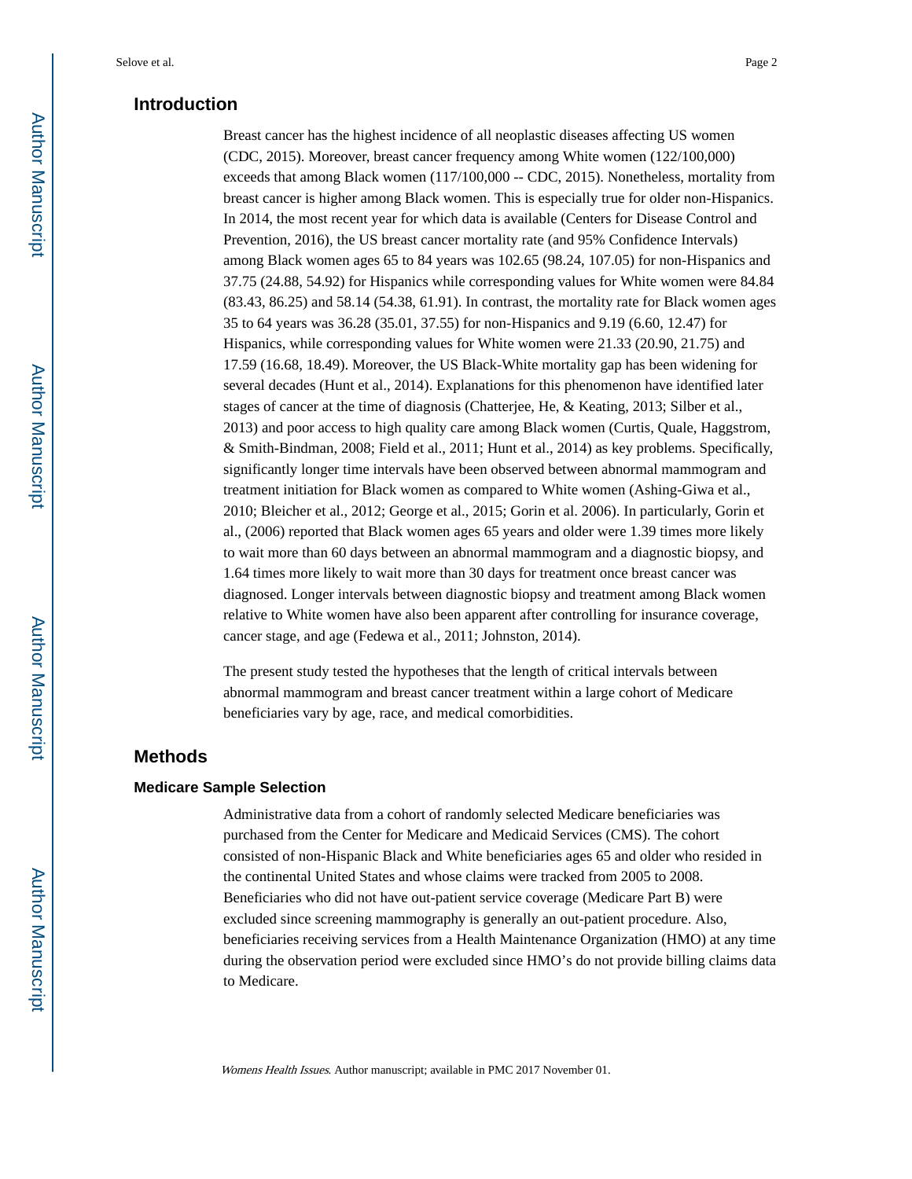## Introduction

Breast cancer has the highest incidence of all neoplastic diseases affecting US women (CDC, 2015). Moreover, breast cancer frequency among White women (122/100,000) exceeds that among Black women (117/100,000 -- CDC, 2015). Nonetheless, mortality from breast cancer is higher among Black women. This is especially true for older non-Hispanics. In 2014, the most recent year for which data is available (Centers for Disease Control and Prevention, 2016), the US breast cancer mortality rate (and 95% Confidence Intervals) among Black women ages 65 to 84 years was 102.65 (98.24, 107.05) for non-Hispanics and 37.75 (24.88, 54.92) for Hispanics while corresponding values for White women were 84.84 (83.43, 86.25) and 58.14 (54.38, 61.91). In contrast, the mortality rate for Black women ages 35 to 64 years was 36.28 (35.01, 37.55) for non-Hispanics and 9.19 (6.60, 12.47) for Hispanics, while corresponding values for White women were 21.33 (20.90, 21.75) and 17.59 (16.68, 18.49). Moreover, the US Black-White mortality gap has been widening for several decades (Hunt et al., 2014). Explanations for this phenomenon have identified later stages of cancer at the time of diagnosis (Chatterjee, He, & Keating, 2013; Silber et al., 2013) and poor access to high quality care among Black women (Curtis, Quale, Haggstrom, & Smith-Bindman, 2008; Field et al., 2011; Hunt et al., 2014) as key problems. Specifically, significantly longer time intervals have been observed between abnormal mammogram and treatment initiation for Black women as compared to White women (Ashing-Giwa et al., 2010; Bleicher et al., 2012; George et al., 2015; Gorin et al. 2006). In particularly, Gorin et al., (2006) reported that Black women ages 65 years and older were 1.39 times more likely to wait more than 60 days between an abnormal mammogram and a diagnostic biopsy, and 1.64 times more likely to wait more than 30 days for treatment once breast cancer was diagnosed. Longer intervals between diagnostic biopsy and treatment among Black women relative to White women have also been apparent after controlling for insurance coverage, cancer stage, and age (Fedewa et al., 2011; Johnston, 2014).

The present study tested the hypotheses that the length of critical intervals between abnormal mammogram and breast cancer treatment within a large cohort of Medicare beneficiaries vary by age, race, and medical comorbidities.

## Methods

### Medicare Sample Selection

Administrative data from a cohort of randomly selected Medicare beneficiaries was purchased from the Center for Medicare and Medicaid Services (CMS). The cohort consisted of non-Hispanic Black and White beneficiaries ages 65 and older who resided in the continental United States and whose claims were tracked from 2005 to 2008. Beneficiaries who did not have out-patient service coverage (Medicare Part B) were excluded since screening mammography is generally an out-patient procedure. Also, beneficiaries receiving services from a Health Maintenance Organization (HMO) at any time during the observation period were excluded since HMO's do not provide billing claims data to Medicare.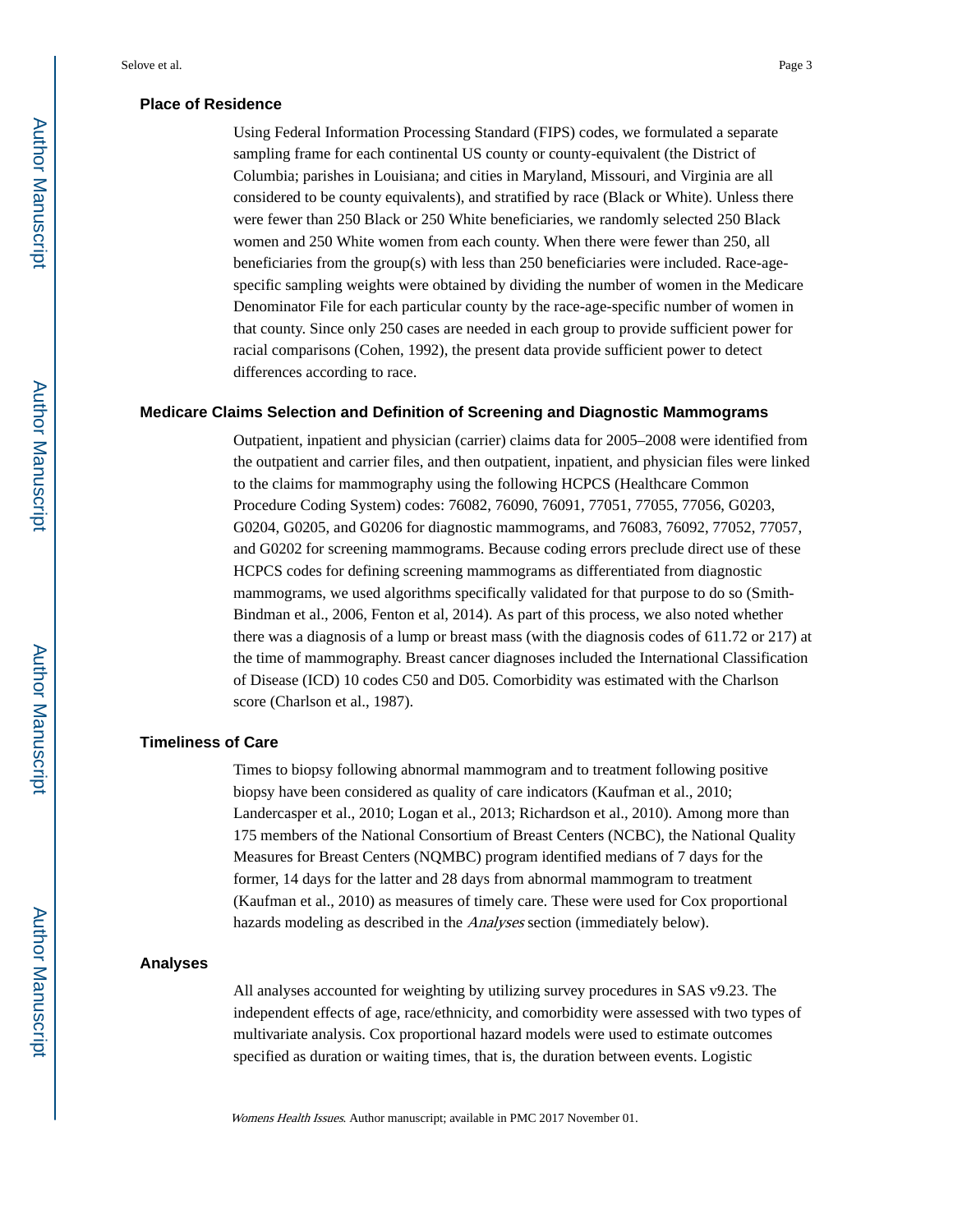### Place of Residence

Using Federal Information Processing Standard (FIPS) codes, we formulated a separate sampling frame for each continental US county or county-equivalent (the District of Columbia; parishes in Louisiana; and cities in Maryland, Missouri, and Virginia are all considered to be county equivalents), and stratified by race (Black or White). Unless there were fewer than 250 Black or 250 White beneficiaries, we randomly selected 250 Black women and 250 White women from each county. When there were fewer than 250, all beneficiaries from the group(s) with less than 250 beneficiaries were included. Race-age-specific sampling weights were obtained by dividing the number of women in the Medicare Denominator File for each particular county by the race-age-specific number of women in that county. Since only 250 cases are needed in each group to provide sufficient power for racial comparisons (Cohen, 1992), the present data provide sufficient power to detect differences according to race.

### Medicare Claims Selection and Definition of Screening and Diagnostic Mammograms

Outpatient, inpatient and physician (carrier) claims data for 2005–2008 were identified from the outpatient and carrier files, and then outpatient, inpatient, and physician files were linked to the claims for mammography using the following HCPCS (Healthcare Common Procedure Coding System) codes: 76082, 76090, 76091, 77051, 77055, 77056, G0203, G0204, G0205, and G0206 for diagnostic mammograms, and 76083, 76092, 77052, 77057, and G0202 for screening mammograms. Because coding errors preclude direct use of these HCPCS codes for defining screening mammograms as differentiated from diagnostic mammograms, we used algorithms specifically validated for that purpose to do so (Smith-Bindman et al., 2006, Fenton et al, 2014). As part of this process, we also noted whether there was a diagnosis of a lump or breast mass (with the diagnosis codes of 611.72 or 217) at the time of mammography. Breast cancer diagnoses included the International Classification of Disease (ICD) 10 codes C50 and D05. Comorbidity was estimated with the Charlson score (Charlson et al., 1987).

### Timeliness of Care

Times to biopsy following abnormal mammogram and to treatment following positive biopsy have been considered as quality of care indicators (Kaufman et al., 2010; Landercasper et al., 2010; Logan et al., 2013; Richardson et al., 2010). Among more than 175 members of the National Consortium of Breast Centers (NCBC), the National Quality Measures for Breast Centers (NQMBC) program identified medians of 7 days for the former, 14 days for the latter and 28 days from abnormal mammogram to treatment (Kaufman et al., 2010) as measures of timely care. These were used for Cox proportional hazards modeling as described in the *Analyses* section (immediately below).

### Analyses

All analyses accounted for weighting by utilizing survey procedures in SAS v9.23. The independent effects of age, race/ethnicity, and comorbidity were assessed with two types of multivariate analysis. Cox proportional hazard models were used to estimate outcomes specified as duration or waiting times, that is, the duration between events. Logistic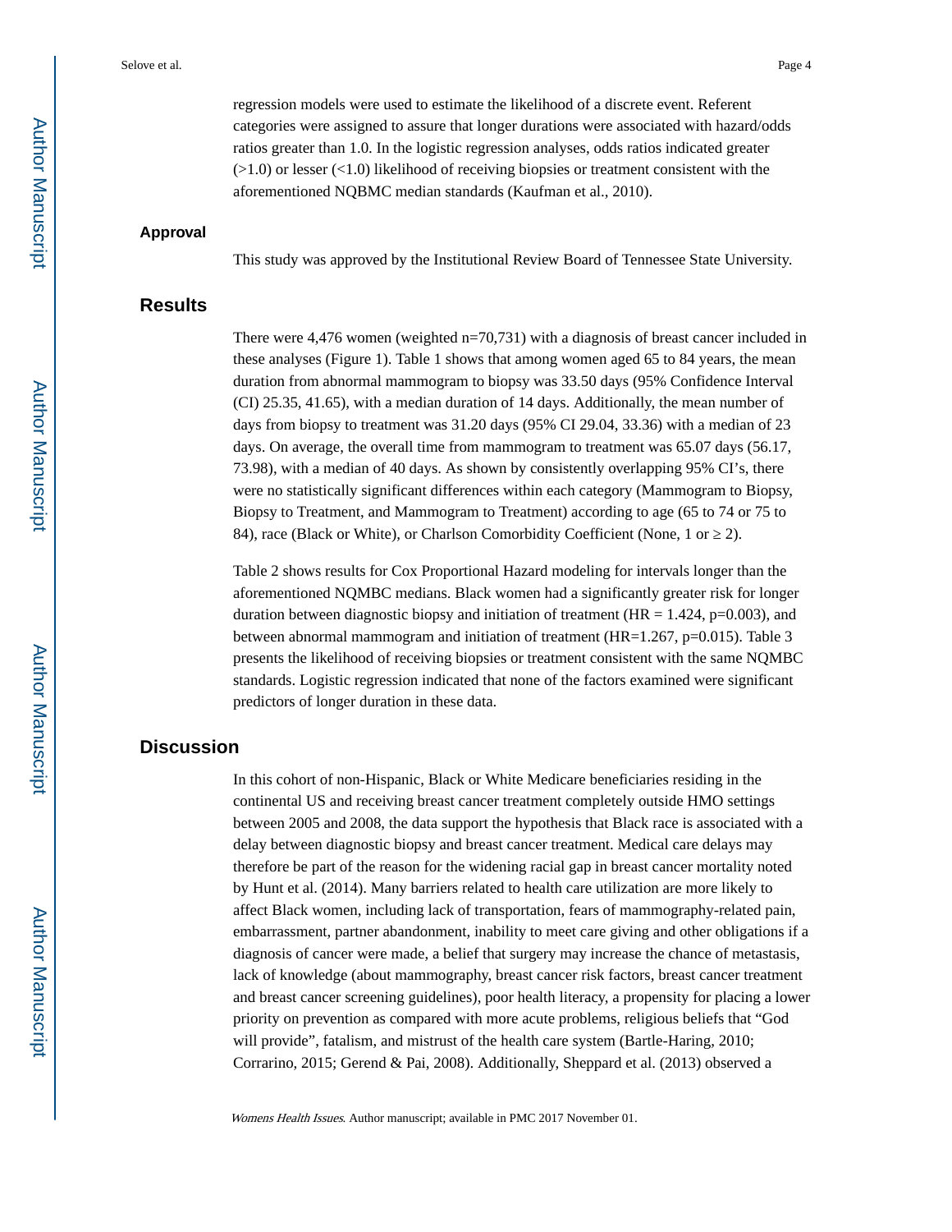regression models were used to estimate the likelihood of a discrete event. Referent categories were assigned to assure that longer durations were associated with hazard/odds ratios greater than 1.0. In the logistic regression analyses, odds ratios indicated greater (>1.0) or lesser (<1.0) likelihood of receiving biopsies or treatment consistent with the aforementioned NQBMC median standards (Kaufman et al., 2010).

### Approval

This study was approved by the Institutional Review Board of Tennessee State University.

## Results

There were 4,476 women (weighted n=70,731) with a diagnosis of breast cancer included in these analyses (Figure 1). Table 1 shows that among women aged 65 to 84 years, the mean duration from abnormal mammogram to biopsy was 33.50 days (95% Confidence Interval (CI) 25.35, 41.65), with a median duration of 14 days. Additionally, the mean number of days from biopsy to treatment was 31.20 days (95% CI 29.04, 33.36) with a median of 23 days. On average, the overall time from mammogram to treatment was 65.07 days (56.17, 73.98), with a median of 40 days. As shown by consistently overlapping 95% CI's, there were no statistically significant differences within each category (Mammogram to Biopsy, Biopsy to Treatment, and Mammogram to Treatment) according to age (65 to 74 or 75 to 84), race (Black or White), or Charlson Comorbidity Coefficient (None, 1 or ≥ 2).

Table 2 shows results for Cox Proportional Hazard modeling for intervals longer than the aforementioned NQMBC medians. Black women had a significantly greater risk for longer duration between diagnostic biopsy and initiation of treatment (HR = 1.424, p=0.003), and between abnormal mammogram and initiation of treatment (HR=1.267, p=0.015). Table 3 presents the likelihood of receiving biopsies or treatment consistent with the same NQMBC standards. Logistic regression indicated that none of the factors examined were significant predictors of longer duration in these data.

## Discussion

In this cohort of non-Hispanic, Black or White Medicare beneficiaries residing in the continental US and receiving breast cancer treatment completely outside HMO settings between 2005 and 2008, the data support the hypothesis that Black race is associated with a delay between diagnostic biopsy and breast cancer treatment. Medical care delays may therefore be part of the reason for the widening racial gap in breast cancer mortality noted by Hunt et al. (2014). Many barriers related to health care utilization are more likely to affect Black women, including lack of transportation, fears of mammography-related pain, embarrassment, partner abandonment, inability to meet care giving and other obligations if a diagnosis of cancer were made, a belief that surgery may increase the chance of metastasis, lack of knowledge (about mammography, breast cancer risk factors, breast cancer treatment and breast cancer screening guidelines), poor health literacy, a propensity for placing a lower priority on prevention as compared with more acute problems, religious beliefs that "God will provide", fatalism, and mistrust of the health care system (Bartle-Haring, 2010; Corrarino, 2015; Gerend & Pai, 2008). Additionally, Sheppard et al. (2013) observed a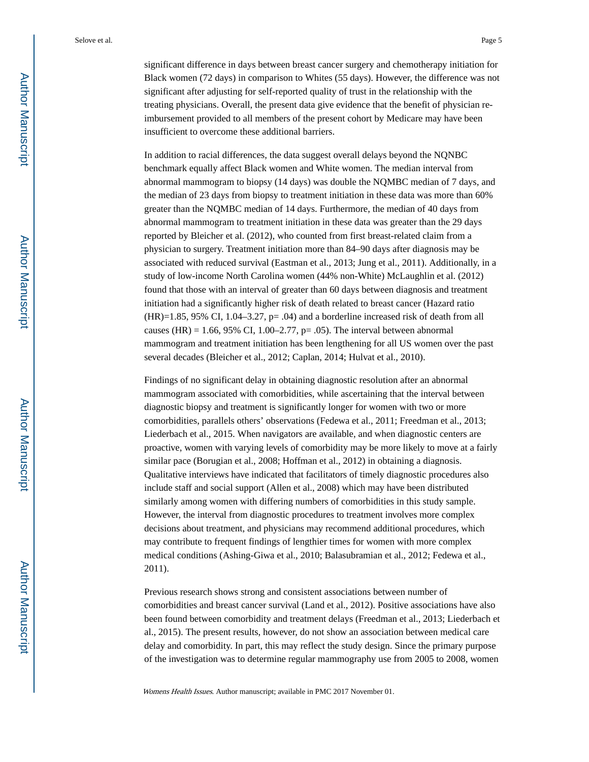significant difference in days between breast cancer surgery and chemotherapy initiation for Black women (72 days) in comparison to Whites (55 days). However, the difference was not significant after adjusting for self-reported quality of trust in the relationship with the treating physicians. Overall, the present data give evidence that the benefit of physician re-imbursement provided to all members of the present cohort by Medicare may have been insufficient to overcome these additional barriers.

In addition to racial differences, the data suggest overall delays beyond the NQNBC benchmark equally affect Black women and White women. The median interval from abnormal mammogram to biopsy (14 days) was double the NQMBC median of 7 days, and the median of 23 days from biopsy to treatment initiation in these data was more than 60% greater than the NQMBC median of 14 days. Furthermore, the median of 40 days from abnormal mammogram to treatment initiation in these data was greater than the 29 days reported by Bleicher et al. (2012), who counted from first breast-related claim from a physician to surgery. Treatment initiation more than 84–90 days after diagnosis may be associated with reduced survival (Eastman et al., 2013; Jung et al., 2011). Additionally, in a study of low-income North Carolina women (44% non-White) McLaughlin et al. (2012) found that those with an interval of greater than 60 days between diagnosis and treatment initiation had a significantly higher risk of death related to breast cancer (Hazard ratio (HR)=1.85, 95% CI, 1.04–3.27, p= .04) and a borderline increased risk of death from all causes (HR) = 1.66, 95% CI, 1.00–2.77, p= .05). The interval between abnormal mammogram and treatment initiation has been lengthening for all US women over the past several decades (Bleicher et al., 2012; Caplan, 2014; Hulvat et al., 2010).

Findings of no significant delay in obtaining diagnostic resolution after an abnormal mammogram associated with comorbidities, while ascertaining that the interval between diagnostic biopsy and treatment is significantly longer for women with two or more comorbidities, parallels others' observations (Fedewa et al., 2011; Freedman et al., 2013; Liederbach et al., 2015. When navigators are available, and when diagnostic centers are proactive, women with varying levels of comorbidity may be more likely to move at a fairly similar pace (Borugian et al., 2008; Hoffman et al., 2012) in obtaining a diagnosis. Qualitative interviews have indicated that facilitators of timely diagnostic procedures also include staff and social support (Allen et al., 2008) which may have been distributed similarly among women with differing numbers of comorbidities in this study sample. However, the interval from diagnostic procedures to treatment involves more complex decisions about treatment, and physicians may recommend additional procedures, which may contribute to frequent findings of lengthier times for women with more complex medical conditions (Ashing-Giwa et al., 2010; Balasubramian et al., 2012; Fedewa et al., 2011).

Previous research shows strong and consistent associations between number of comorbidities and breast cancer survival (Land et al., 2012). Positive associations have also been found between comorbidity and treatment delays (Freedman et al., 2013; Liederbach et al., 2015). The present results, however, do not show an association between medical care delay and comorbidity. In part, this may reflect the study design. Since the primary purpose of the investigation was to determine regular mammography use from 2005 to 2008, women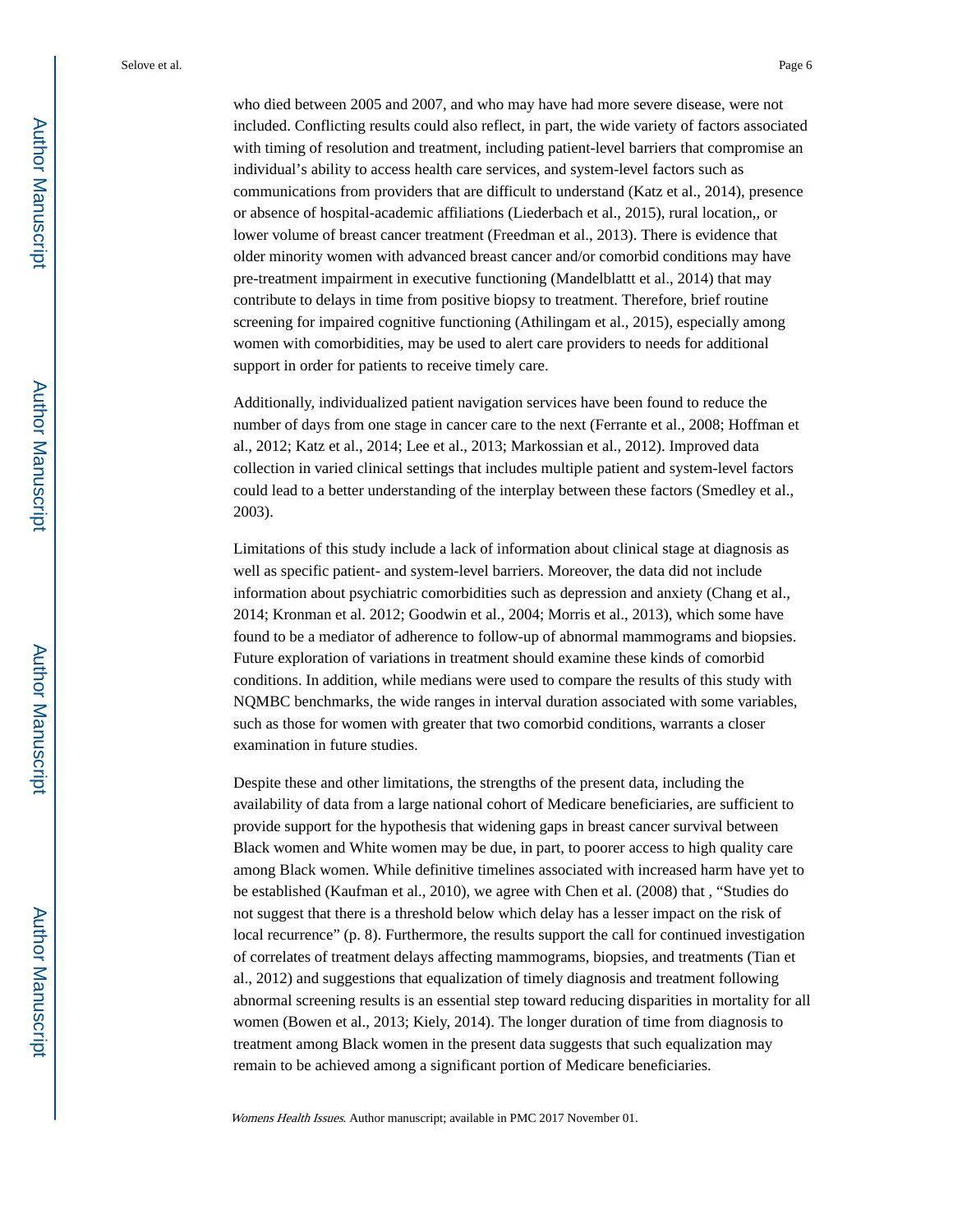who died between 2005 and 2007, and who may have had more severe disease, were not included. Conflicting results could also reflect, in part, the wide variety of factors associated with timing of resolution and treatment, including patient-level barriers that compromise an individual's ability to access health care services, and system-level factors such as communications from providers that are difficult to understand (Katz et al., 2014), presence or absence of hospital-academic affiliations (Liederbach et al., 2015), rural location,, or lower volume of breast cancer treatment (Freedman et al., 2013). There is evidence that older minority women with advanced breast cancer and/or comorbid conditions may have pre-treatment impairment in executive functioning (Mandelblattt et al., 2014) that may contribute to delays in time from positive biopsy to treatment. Therefore, brief routine screening for impaired cognitive functioning (Athilingam et al., 2015), especially among women with comorbidities, may be used to alert care providers to needs for additional support in order for patients to receive timely care.

Additionally, individualized patient navigation services have been found to reduce the number of days from one stage in cancer care to the next (Ferrante et al., 2008; Hoffman et al., 2012; Katz et al., 2014; Lee et al., 2013; Markossian et al., 2012). Improved data collection in varied clinical settings that includes multiple patient and system-level factors could lead to a better understanding of the interplay between these factors (Smedley et al., 2003).

Limitations of this study include a lack of information about clinical stage at diagnosis as well as specific patient- and system-level barriers. Moreover, the data did not include information about psychiatric comorbidities such as depression and anxiety (Chang et al., 2014; Kronman et al. 2012; Goodwin et al., 2004; Morris et al., 2013), which some have found to be a mediator of adherence to follow-up of abnormal mammograms and biopsies. Future exploration of variations in treatment should examine these kinds of comorbid conditions. In addition, while medians were used to compare the results of this study with NQMBC benchmarks, the wide ranges in interval duration associated with some variables, such as those for women with greater that two comorbid conditions, warrants a closer examination in future studies.

Despite these and other limitations, the strengths of the present data, including the availability of data from a large national cohort of Medicare beneficiaries, are sufficient to provide support for the hypothesis that widening gaps in breast cancer survival between Black women and White women may be due, in part, to poorer access to high quality care among Black women. While definitive timelines associated with increased harm have yet to be established (Kaufman et al., 2010), we agree with Chen et al. (2008) that , "Studies do not suggest that there is a threshold below which delay has a lesser impact on the risk of local recurrence" (p. 8). Furthermore, the results support the call for continued investigation of correlates of treatment delays affecting mammograms, biopsies, and treatments (Tian et al., 2012) and suggestions that equalization of timely diagnosis and treatment following abnormal screening results is an essential step toward reducing disparities in mortality for all women (Bowen et al., 2013; Kiely, 2014). The longer duration of time from diagnosis to treatment among Black women in the present data suggests that such equalization may remain to be achieved among a significant portion of Medicare beneficiaries.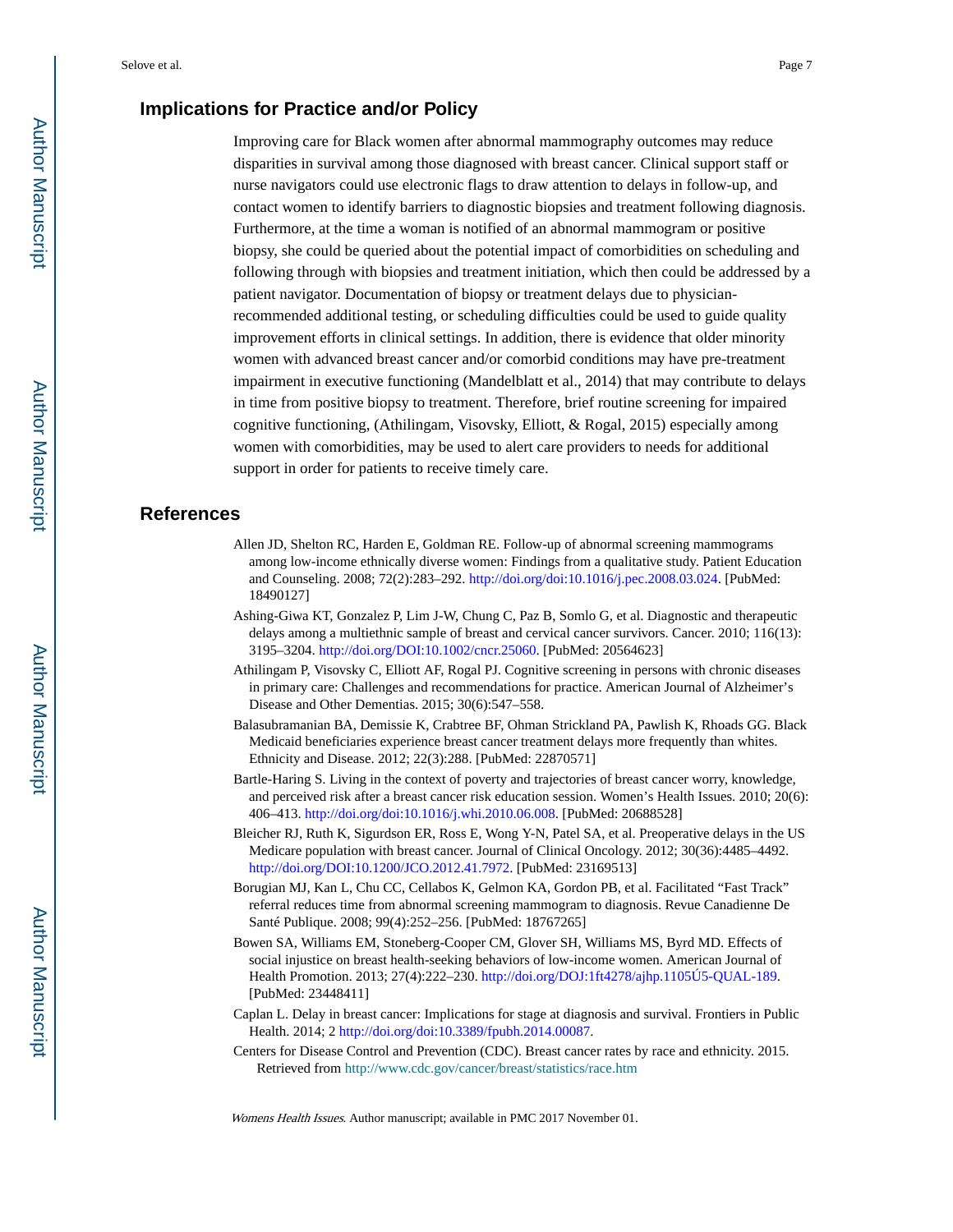## Implications for Practice and/or Policy

Improving care for Black women after abnormal mammography outcomes may reduce disparities in survival among those diagnosed with breast cancer. Clinical support staff or nurse navigators could use electronic flags to draw attention to delays in follow-up, and contact women to identify barriers to diagnostic biopsies and treatment following diagnosis. Furthermore, at the time a woman is notified of an abnormal mammogram or positive biopsy, she could be queried about the potential impact of comorbidities on scheduling and following through with biopsies and treatment initiation, which then could be addressed by a patient navigator. Documentation of biopsy or treatment delays due to physician-recommended additional testing, or scheduling difficulties could be used to guide quality improvement efforts in clinical settings. In addition, there is evidence that older minority women with advanced breast cancer and/or comorbid conditions may have pre-treatment impairment in executive functioning (Mandelblatt et al., 2014) that may contribute to delays in time from positive biopsy to treatment. Therefore, brief routine screening for impaired cognitive functioning, (Athilingam, Visovsky, Elliott, & Rogal, 2015) especially among women with comorbidities, may be used to alert care providers to needs for additional support in order for patients to receive timely care.

## References

Allen JD, Shelton RC, Harden E, Goldman RE. Follow-up of abnormal screening mammograms among low-income ethnically diverse women: Findings from a qualitative study. Patient Education and Counseling. 2008; 72(2):283–292. http://doi.org/doi:10.1016/j.pec.2008.03.024. [PubMed: 18490127]

Ashing-Giwa KT, Gonzalez P, Lim J-W, Chung C, Paz B, Somlo G, et al. Diagnostic and therapeutic delays among a multiethnic sample of breast and cervical cancer survivors. Cancer. 2010; 116(13): 3195–3204. http://doi.org/DOI:10.1002/cncr.25060. [PubMed: 20564623]

Athilingam P, Visovsky C, Elliott AF, Rogal PJ. Cognitive screening in persons with chronic diseases in primary care: Challenges and recommendations for practice. American Journal of Alzheimer's Disease and Other Dementias. 2015; 30(6):547–558.

Balasubramanian BA, Demissie K, Crabtree BF, Ohman Strickland PA, Pawlish K, Rhoads GG. Black Medicaid beneficiaries experience breast cancer treatment delays more frequently than whites. Ethnicity and Disease. 2012; 22(3):288. [PubMed: 22870571]

Bartle-Haring S. Living in the context of poverty and trajectories of breast cancer worry, knowledge, and perceived risk after a breast cancer risk education session. Women's Health Issues. 2010; 20(6): 406–413. http://doi.org/doi:10.1016/j.whi.2010.06.008. [PubMed: 20688528]

Bleicher RJ, Ruth K, Sigurdson ER, Ross E, Wong Y-N, Patel SA, et al. Preoperative delays in the US Medicare population with breast cancer. Journal of Clinical Oncology. 2012; 30(36):4485–4492. http://doi.org/DOI:10.1200/JCO.2012.41.7972. [PubMed: 23169513]

Borugian MJ, Kan L, Chu CC, Cellabos K, Gelmon KA, Gordon PB, et al. Facilitated "Fast Track" referral reduces time from abnormal screening mammogram to diagnosis. Revue Canadienne De Santé Publique. 2008; 99(4):252–256. [PubMed: 18767265]

Bowen SA, Williams EM, Stoneberg-Cooper CM, Glover SH, Williams MS, Byrd MD. Effects of social injustice on breast health-seeking behaviors of low-income women. American Journal of Health Promotion. 2013; 27(4):222–230. http://doi.org/DOJ:1ft4278/ajhp.1105Ú5-QUAL-189. [PubMed: 23448411]

Caplan L. Delay in breast cancer: Implications for stage at diagnosis and survival. Frontiers in Public Health. 2014; 2 http://doi.org/doi:10.3389/fpubh.2014.00087.

Centers for Disease Control and Prevention (CDC). Breast cancer rates by race and ethnicity. 2015. Retrieved from http://www.cdc.gov/cancer/breast/statistics/race.htm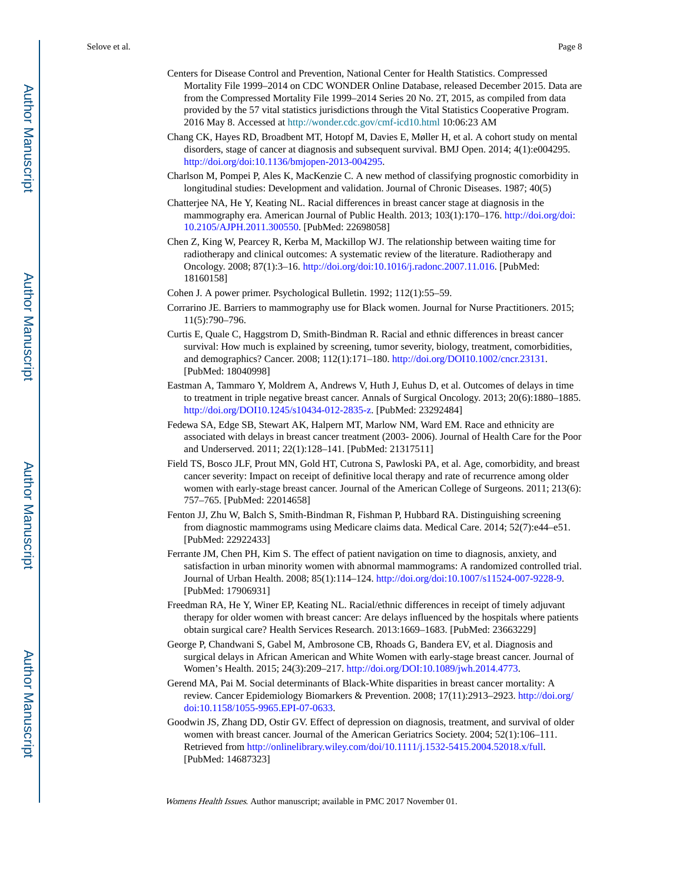Centers for Disease Control and Prevention, National Center for Health Statistics. Compressed Mortality File 1999–2014 on CDC WONDER Online Database, released December 2015. Data are from the Compressed Mortality File 1999–2014 Series 20 No. 2T, 2015, as compiled from data provided by the 57 vital statistics jurisdictions through the Vital Statistics Cooperative Program. 2016 May 8. Accessed at http://wonder.cdc.gov/cmf-icd10.html 10:06:23 AM

Chang CK, Hayes RD, Broadbent MT, Hotopf M, Davies E, Møller H, et al. A cohort study on mental disorders, stage of cancer at diagnosis and subsequent survival. BMJ Open. 2014; 4(1):e004295. http://doi.org/doi:10.1136/bmjopen-2013-004295.

Charlson M, Pompei P, Ales K, MacKenzie C. A new method of classifying prognostic comorbidity in longitudinal studies: Development and validation. Journal of Chronic Diseases. 1987; 40(5)

Chatterjee NA, He Y, Keating NL. Racial differences in breast cancer stage at diagnosis in the mammography era. American Journal of Public Health. 2013; 103(1):170–176. http://doi.org/doi:10.2105/AJPH.2011.300550. [PubMed: 22698058]

Chen Z, King W, Pearcey R, Kerba M, Mackillop WJ. The relationship between waiting time for radiotherapy and clinical outcomes: A systematic review of the literature. Radiotherapy and Oncology. 2008; 87(1):3–16. http://doi.org/doi:10.1016/j.radonc.2007.11.016. [PubMed: 18160158]

Cohen J. A power primer. Psychological Bulletin. 1992; 112(1):55–59.

Corrarino JE. Barriers to mammography use for Black women. Journal for Nurse Practitioners. 2015; 11(5):790–796.

Curtis E, Quale C, Haggstrom D, Smith-Bindman R. Racial and ethnic differences in breast cancer survival: How much is explained by screening, tumor severity, biology, treatment, comorbidities, and demographics? Cancer. 2008; 112(1):171–180. http://doi.org/DOI10.1002/cncr.23131. [PubMed: 18040998]

Eastman A, Tammaro Y, Moldrem A, Andrews V, Huth J, Euhus D, et al. Outcomes of delays in time to treatment in triple negative breast cancer. Annals of Surgical Oncology. 2013; 20(6):1880–1885. http://doi.org/DOI10.1245/s10434-012-2835-z. [PubMed: 23292484]

Fedewa SA, Edge SB, Stewart AK, Halpern MT, Marlow NM, Ward EM. Race and ethnicity are associated with delays in breast cancer treatment (2003- 2006). Journal of Health Care for the Poor and Underserved. 2011; 22(1):128–141. [PubMed: 21317511]

Field TS, Bosco JLF, Prout MN, Gold HT, Cutrona S, Pawloski PA, et al. Age, comorbidity, and breast cancer severity: Impact on receipt of definitive local therapy and rate of recurrence among older women with early-stage breast cancer. Journal of the American College of Surgeons. 2011; 213(6): 757–765. [PubMed: 22014658]

Fenton JJ, Zhu W, Balch S, Smith-Bindman R, Fishman P, Hubbard RA. Distinguishing screening from diagnostic mammograms using Medicare claims data. Medical Care. 2014; 52(7):e44–e51. [PubMed: 22922433]

Ferrante JM, Chen PH, Kim S. The effect of patient navigation on time to diagnosis, anxiety, and satisfaction in urban minority women with abnormal mammograms: A randomized controlled trial. Journal of Urban Health. 2008; 85(1):114–124. http://doi.org/doi:10.1007/s11524-007-9228-9. [PubMed: 17906931]

Freedman RA, He Y, Winer EP, Keating NL. Racial/ethnic differences in receipt of timely adjuvant therapy for older women with breast cancer: Are delays influenced by the hospitals where patients obtain surgical care? Health Services Research. 2013:1669–1683. [PubMed: 23663229]

George P, Chandwani S, Gabel M, Ambrosone CB, Rhoads G, Bandera EV, et al. Diagnosis and surgical delays in African American and White Women with early-stage breast cancer. Journal of Women's Health. 2015; 24(3):209–217. http://doi.org/DOI:10.1089/jwh.2014.4773.

Gerend MA, Pai M. Social determinants of Black-White disparities in breast cancer mortality: A review. Cancer Epidemiology Biomarkers & Prevention. 2008; 17(11):2913–2923. http://doi.org/doi:10.1158/1055-9965.EPI-07-0633.

Goodwin JS, Zhang DD, Ostir GV. Effect of depression on diagnosis, treatment, and survival of older women with breast cancer. Journal of the American Geriatrics Society. 2004; 52(1):106–111. Retrieved from http://onlinelibrary.wiley.com/doi/10.1111/j.1532-5415.2004.52018.x/full. [PubMed: 14687323]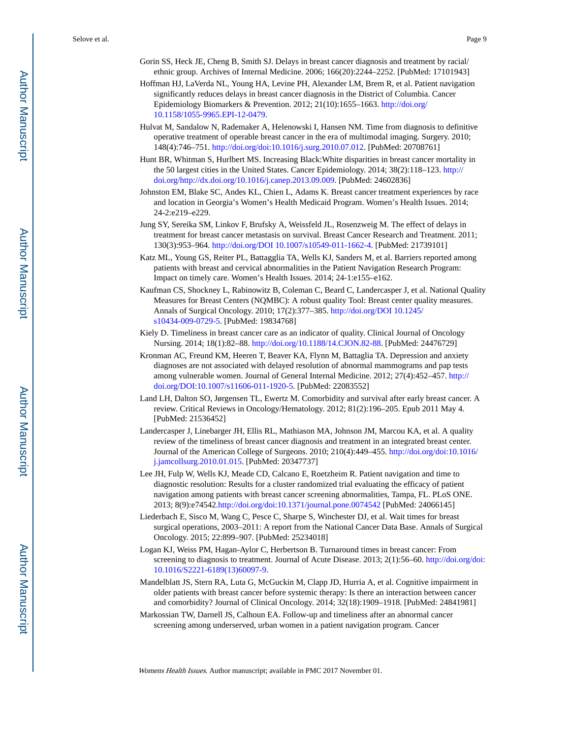Gorin SS, Heck JE, Cheng B, Smith SJ. Delays in breast cancer diagnosis and treatment by racial/ethnic group. Archives of Internal Medicine. 2006; 166(20):2244–2252. [PubMed: 17101943]

Hoffman HJ, LaVerda NL, Young HA, Levine PH, Alexander LM, Brem R, et al. Patient navigation significantly reduces delays in breast cancer diagnosis in the District of Columbia. Cancer Epidemiology Biomarkers & Prevention. 2012; 21(10):1655–1663. http://doi.org/10.1158/1055-9965.EPI-12-0479.

Hulvat M, Sandalow N, Rademaker A, Helenowski I, Hansen NM. Time from diagnosis to definitive operative treatment of operable breast cancer in the era of multimodal imaging. Surgery. 2010; 148(4):746–751. http://doi.org/doi:10.1016/j.surg.2010.07.012. [PubMed: 20708761]

Hunt BR, Whitman S, Hurlbert MS. Increasing Black:White disparities in breast cancer mortality in the 50 largest cities in the United States. Cancer Epidemiology. 2014; 38(2):118–123. http://doi.org/http://dx.doi.org/10.1016/j.canep.2013.09.009. [PubMed: 24602836]

Johnston EM, Blake SC, Andes KL, Chien L, Adams K. Breast cancer treatment experiences by race and location in Georgia's Women's Health Medicaid Program. Women's Health Issues. 2014; 24-2:e219–e229.

Jung SY, Sereika SM, Linkov F, Brufsky A, Weissfeld JL, Rosenzweig M. The effect of delays in treatment for breast cancer metastasis on survival. Breast Cancer Research and Treatment. 2011; 130(3):953–964. http://doi.org/DOI 10.1007/s10549-011-1662-4. [PubMed: 21739101]

Katz ML, Young GS, Reiter PL, Battagglia TA, Wells KJ, Sanders M, et al. Barriers reported among patients with breast and cervical abnormalities in the Patient Navigation Research Program: Impact on timely care. Women's Health Issues. 2014; 24-1:e155–e162.

Kaufman CS, Shockney L, Rabinowitz B, Coleman C, Beard C, Landercasper J, et al. National Quality Measures for Breast Centers (NQMBC): A robust quality Tool: Breast center quality measures. Annals of Surgical Oncology. 2010; 17(2):377–385. http://doi.org/DOI 10.1245/s10434-009-0729-5. [PubMed: 19834768]

Kiely D. Timeliness in breast cancer care as an indicator of quality. Clinical Journal of Oncology Nursing. 2014; 18(1):82–88. http://doi.org/10.1188/14.CJON.82-88. [PubMed: 24476729]

Kronman AC, Freund KM, Heeren T, Beaver KA, Flynn M, Battaglia TA. Depression and anxiety diagnoses are not associated with delayed resolution of abnormal mammograms and pap tests among vulnerable women. Journal of General Internal Medicine. 2012; 27(4):452–457. http://doi.org/DOI:10.1007/s11606-011-1920-5. [PubMed: 22083552]

Land LH, Dalton SO, Jørgensen TL, Ewertz M. Comorbidity and survival after early breast cancer. A review. Critical Reviews in Oncology/Hematology. 2012; 81(2):196–205. Epub 2011 May 4. [PubMed: 21536452]

Landercasper J, Linebarger JH, Ellis RL, Mathiason MA, Johnson JM, Marcou KA, et al. A quality review of the timeliness of breast cancer diagnosis and treatment in an integrated breast center. Journal of the American College of Surgeons. 2010; 210(4):449–455. http://doi.org/doi:10.1016/j.jamcollsurg.2010.01.015. [PubMed: 20347737]

Lee JH, Fulp W, Wells KJ, Meade CD, Calcano E, Roetzheim R. Patient navigation and time to diagnostic resolution: Results for a cluster randomized trial evaluating the efficacy of patient navigation among patients with breast cancer screening abnormalities, Tampa, FL. PLoS ONE. 2013; 8(9):e74542.http://doi.org/doi:10.1371/journal.pone.0074542 [PubMed: 24066145]

Liederbach E, Sisco M, Wang C, Pesce C, Sharpe S, Winchester DJ, et al. Wait times for breast surgical operations, 2003–2011: A report from the National Cancer Data Base. Annals of Surgical Oncology. 2015; 22:899–907. [PubMed: 25234018]

Logan KJ, Weiss PM, Hagan-Aylor C, Herbertson B. Turnaround times in breast cancer: From screening to diagnosis to treatment. Journal of Acute Disease. 2013; 2(1):56–60. http://doi.org/doi:10.1016/S2221-6189(13)60097-9.

Mandelblatt JS, Stern RA, Luta G, McGuckin M, Clapp JD, Hurria A, et al. Cognitive impairment in older patients with breast cancer before systemic therapy: Is there an interaction between cancer and comorbidity? Journal of Clinical Oncology. 2014; 32(18):1909–1918. [PubMed: 24841981]

Markossian TW, Darnell JS, Calhoun EA. Follow-up and timeliness after an abnormal cancer screening among underserved, urban women in a patient navigation program. Cancer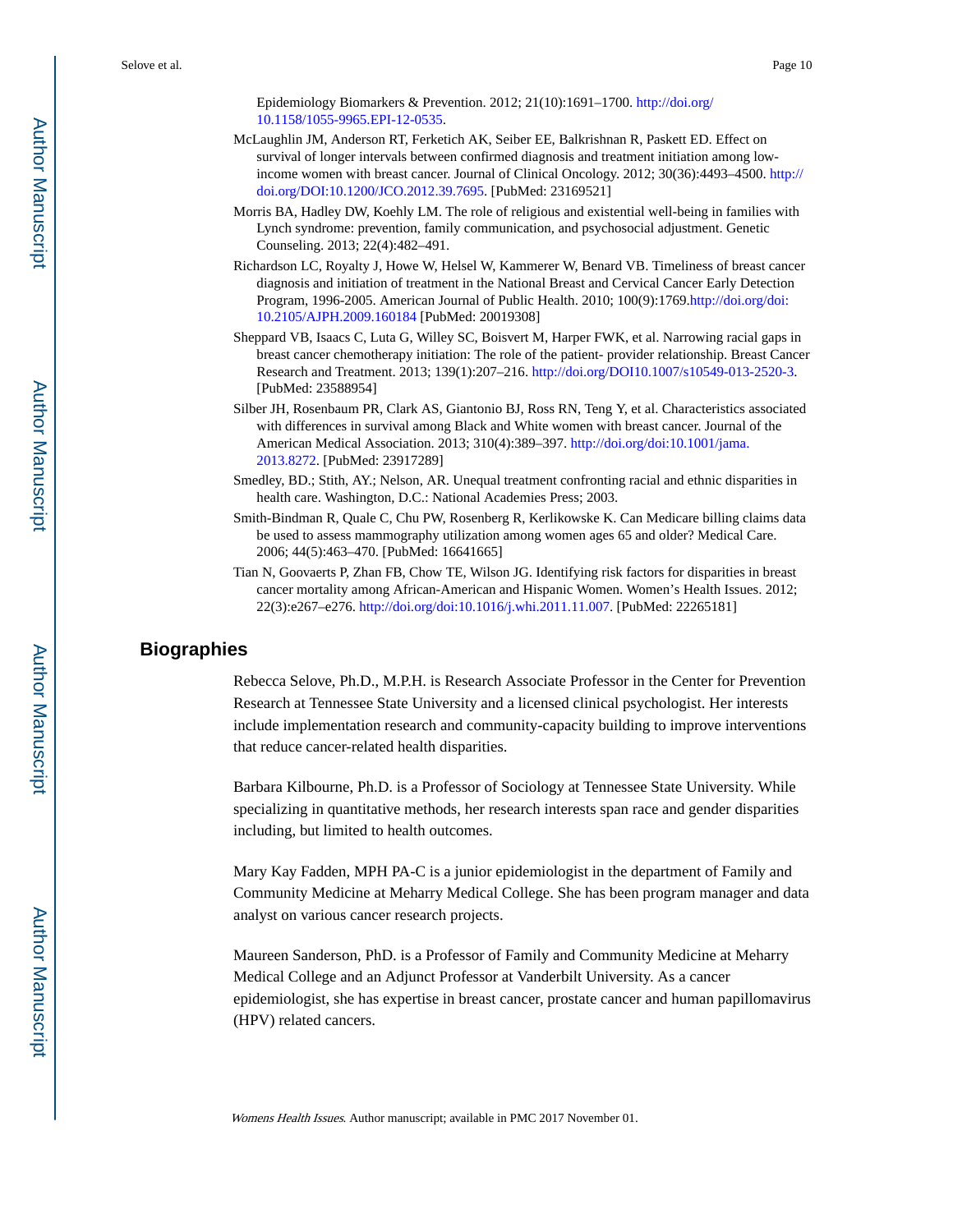Epidemiology Biomarkers & Prevention. 2012; 21(10):1691–1700. http://doi.org/10.1158/1055-9965.EPI-12-0535.

McLaughlin JM, Anderson RT, Ferketich AK, Seiber EE, Balkrishnan R, Paskett ED. Effect on survival of longer intervals between confirmed diagnosis and treatment initiation among low-income women with breast cancer. Journal of Clinical Oncology. 2012; 30(36):4493–4500. http://doi.org/DOI:10.1200/JCO.2012.39.7695. [PubMed: 23169521]

Morris BA, Hadley DW, Koehly LM. The role of religious and existential well-being in families with Lynch syndrome: prevention, family communication, and psychosocial adjustment. Genetic Counseling. 2013; 22(4):482–491.

Richardson LC, Royalty J, Howe W, Helsel W, Kammerer W, Benard VB. Timeliness of breast cancer diagnosis and initiation of treatment in the National Breast and Cervical Cancer Early Detection Program, 1996-2005. American Journal of Public Health. 2010; 100(9):1769.http://doi.org/doi:10.2105/AJPH.2009.160184 [PubMed: 20019308]

Sheppard VB, Isaacs C, Luta G, Willey SC, Boisvert M, Harper FWK, et al. Narrowing racial gaps in breast cancer chemotherapy initiation: The role of the patient- provider relationship. Breast Cancer Research and Treatment. 2013; 139(1):207–216. http://doi.org/DOI10.1007/s10549-013-2520-3. [PubMed: 23588954]

Silber JH, Rosenbaum PR, Clark AS, Giantonio BJ, Ross RN, Teng Y, et al. Characteristics associated with differences in survival among Black and White women with breast cancer. Journal of the American Medical Association. 2013; 310(4):389–397. http://doi.org/doi:10.1001/jama.2013.8272. [PubMed: 23917289]

Smedley, BD.; Stith, AY.; Nelson, AR. Unequal treatment confronting racial and ethnic disparities in health care. Washington, D.C.: National Academies Press; 2003.

Smith-Bindman R, Quale C, Chu PW, Rosenberg R, Kerlikowske K. Can Medicare billing claims data be used to assess mammography utilization among women ages 65 and older? Medical Care. 2006; 44(5):463–470. [PubMed: 16641665]

Tian N, Goovaerts P, Zhan FB, Chow TE, Wilson JG. Identifying risk factors for disparities in breast cancer mortality among African-American and Hispanic Women. Women's Health Issues. 2012; 22(3):e267–e276. http://doi.org/doi:10.1016/j.whi.2011.11.007. [PubMed: 22265181]

## Biographies

Rebecca Selove, Ph.D., M.P.H. is Research Associate Professor in the Center for Prevention Research at Tennessee State University and a licensed clinical psychologist. Her interests include implementation research and community-capacity building to improve interventions that reduce cancer-related health disparities.

Barbara Kilbourne, Ph.D. is a Professor of Sociology at Tennessee State University. While specializing in quantitative methods, her research interests span race and gender disparities including, but limited to health outcomes.

Mary Kay Fadden, MPH PA-C is a junior epidemiologist in the department of Family and Community Medicine at Meharry Medical College. She has been program manager and data analyst on various cancer research projects.

Maureen Sanderson, PhD. is a Professor of Family and Community Medicine at Meharry Medical College and an Adjunct Professor at Vanderbilt University. As a cancer epidemiologist, she has expertise in breast cancer, prostate cancer and human papillomavirus (HPV) related cancers.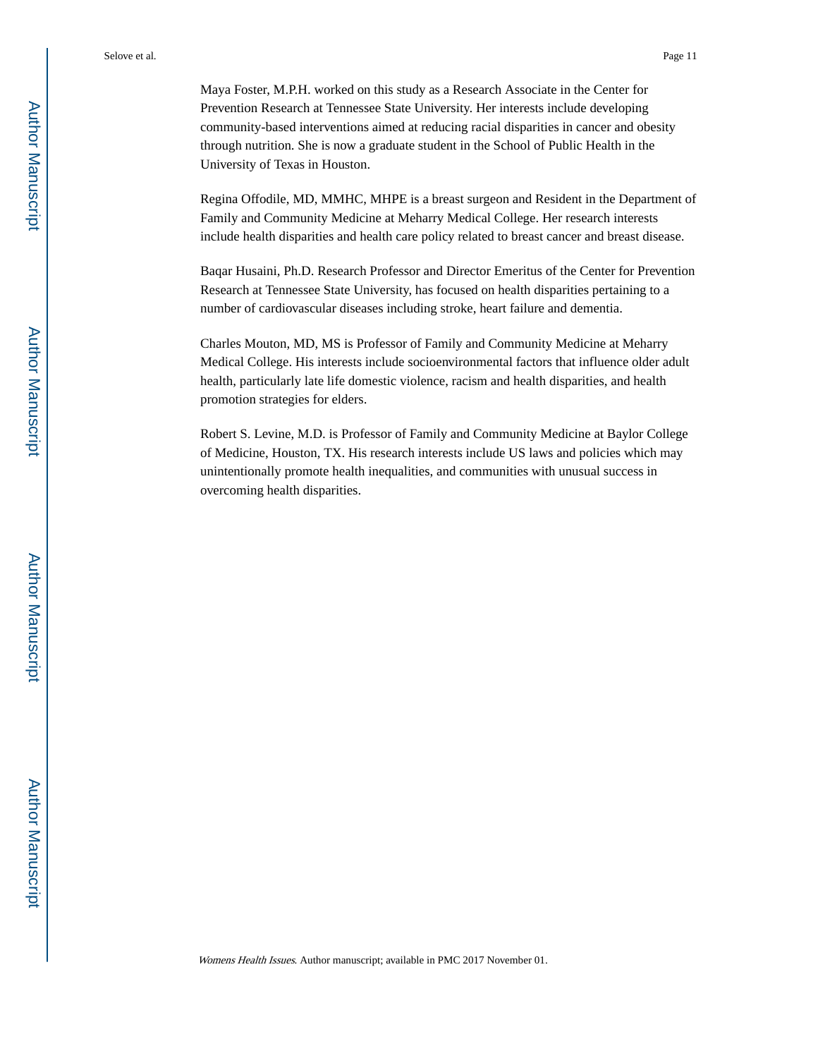Maya Foster, M.P.H. worked on this study as a Research Associate in the Center for Prevention Research at Tennessee State University. Her interests include developing community-based interventions aimed at reducing racial disparities in cancer and obesity through nutrition. She is now a graduate student in the School of Public Health in the University of Texas in Houston.

Regina Offodile, MD, MMHC, MHPE is a breast surgeon and Resident in the Department of Family and Community Medicine at Meharry Medical College. Her research interests include health disparities and health care policy related to breast cancer and breast disease.

Baqar Husaini, Ph.D. Research Professor and Director Emeritus of the Center for Prevention Research at Tennessee State University, has focused on health disparities pertaining to a number of cardiovascular diseases including stroke, heart failure and dementia.

Charles Mouton, MD, MS is Professor of Family and Community Medicine at Meharry Medical College. His interests include socioenvironmental factors that influence older adult health, particularly late life domestic violence, racism and health disparities, and health promotion strategies for elders.

Robert S. Levine, M.D. is Professor of Family and Community Medicine at Baylor College of Medicine, Houston, TX. His research interests include US laws and policies which may unintentionally promote health inequalities, and communities with unusual success in overcoming health disparities.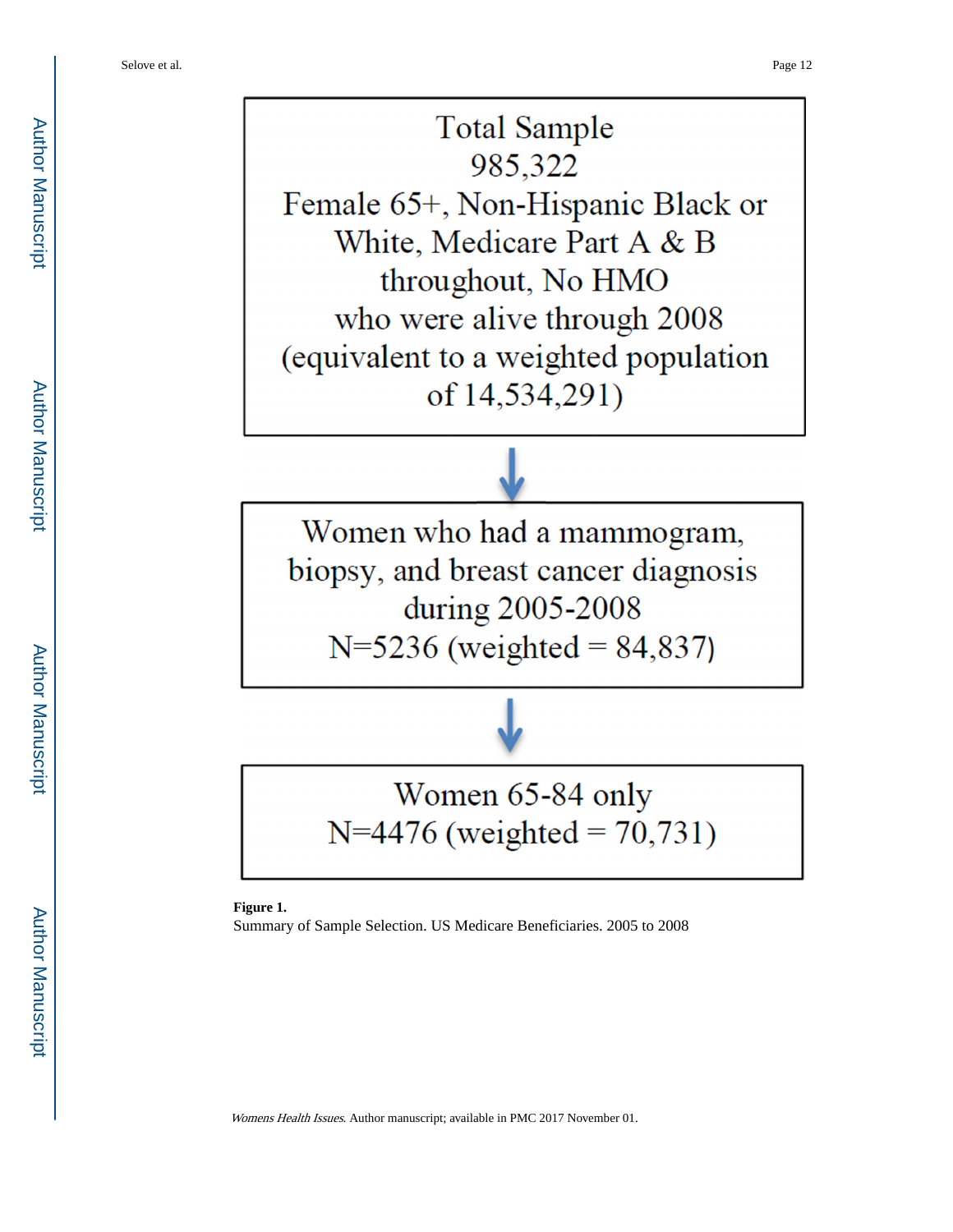Total Sample
985,322
Female 65+, Non-Hispanic Black or White, Medicare Part A & B throughout, No HMO who were alive through 2008
(equivalent to a weighted population of 14,534,291)

↓

Women who had a mammogram, biopsy, and breast cancer diagnosis during 2005-2008
N=5236 (weighted = 84,837)

↓

Women 65-84 only
N=4476 (weighted = 70,731)

**Figure 1.**

Summary of Sample Selection. US Medicare Beneficiaries. 2005 to 2008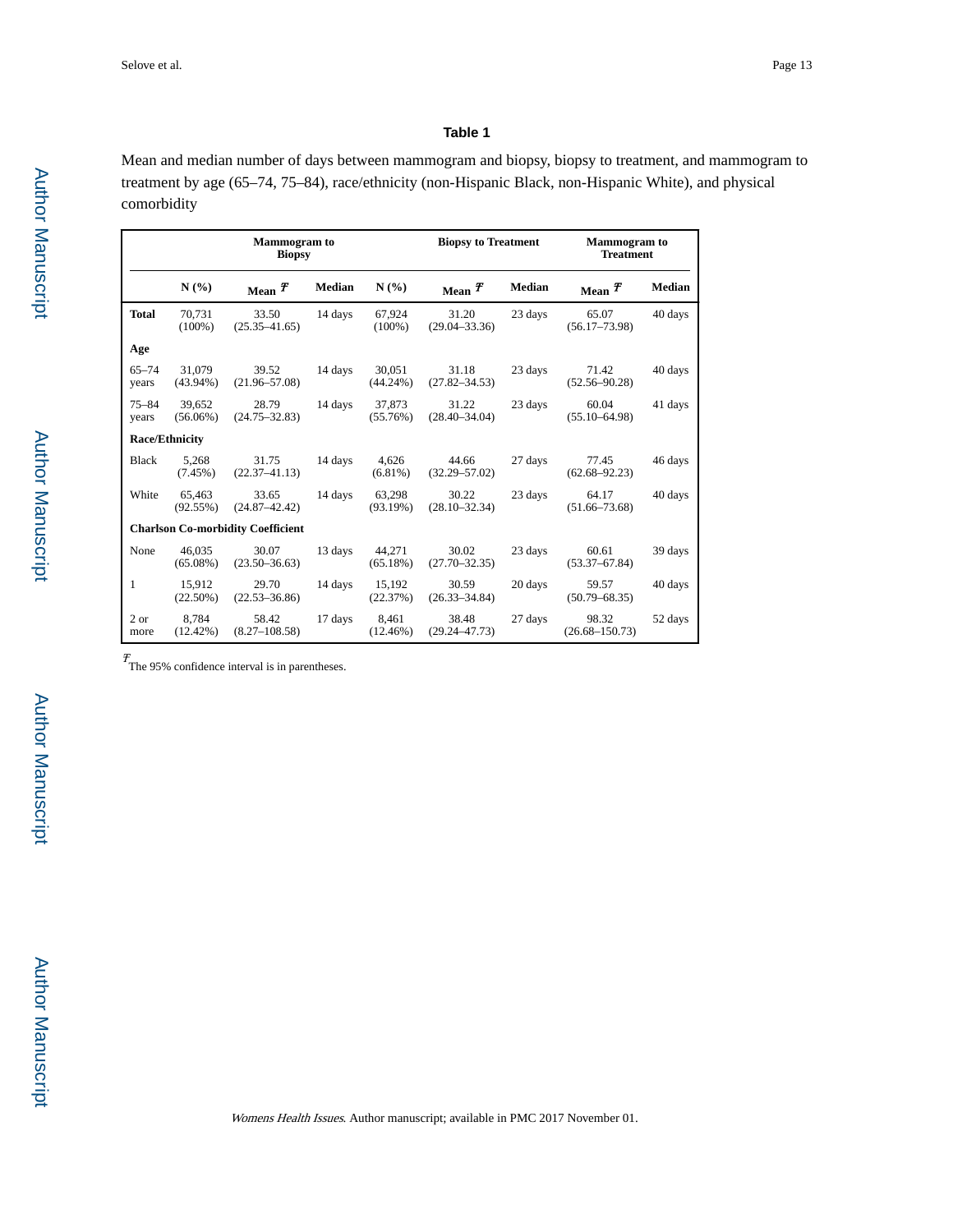**Table 1**

Mean and median number of days between mammogram and biopsy, biopsy to treatment, and mammogram to treatment by age (65–74, 75–84), race/ethnicity (non-Hispanic Black, non-Hispanic White), and physical comorbidity

| | Mammogram to Biopsy | | | Biopsy to Treatment | | | Mammogram to Treatment | |
|---|---|---|---|---|---|---|---|---|
| | N (%) | Mean Ŧ | Median | N (%) | Mean Ŧ | Median | Mean Ŧ | Median |
| **Total** | 70,731 (100%) | 33.50 (25.35–41.65) | 14 days | 67,924 (100%) | 31.20 (29.04–33.36) | 23 days | 65.07 (56.17–73.98) | 40 days |
| **Age** | | | | | | | | |
| 65–74 years | 31,079 (43.94%) | 39.52 (21.96–57.08) | 14 days | 30,051 (44.24%) | 31.18 (27.82–34.53) | 23 days | 71.42 (52.56–90.28) | 40 days |
| 75–84 years | 39,652 (56.06%) | 28.79 (24.75–32.83) | 14 days | 37,873 (55.76%) | 31.22 (28.40–34.04) | 23 days | 60.04 (55.10–64.98) | 41 days |
| **Race/Ethnicity** | | | | | | | | |
| Black | 5,268 (7.45%) | 31.75 (22.37–41.13) | 14 days | 4,626 (6.81%) | 44.66 (32.29–57.02) | 27 days | 77.45 (62.68–92.23) | 46 days |
| White | 65,463 (92.55%) | 33.65 (24.87–42.42) | 14 days | 63,298 (93.19%) | 30.22 (28.10–32.34) | 23 days | 64.17 (51.66–73.68) | 40 days |
| **Charlson Co-morbidity Coefficient** | | | | | | | | |
| None | 46,035 (65.08%) | 30.07 (23.50–36.63) | 13 days | 44,271 (65.18%) | 30.02 (27.70–32.35) | 23 days | 60.61 (53.37–67.84) | 39 days |
| 1 | 15,912 (22.50%) | 29.70 (22.53–36.86) | 14 days | 15,192 (22.37%) | 30.59 (26.33–34.84) | 20 days | 59.57 (50.79–68.35) | 40 days |
| 2 or more | 8,784 (12.42%) | 58.42 (8.27–108.58) | 17 days | 8,461 (12.46%) | 38.48 (29.24–47.73) | 27 days | 98.32 (26.68–150.73) | 52 days |

Ŧ The 95% confidence interval is in parentheses.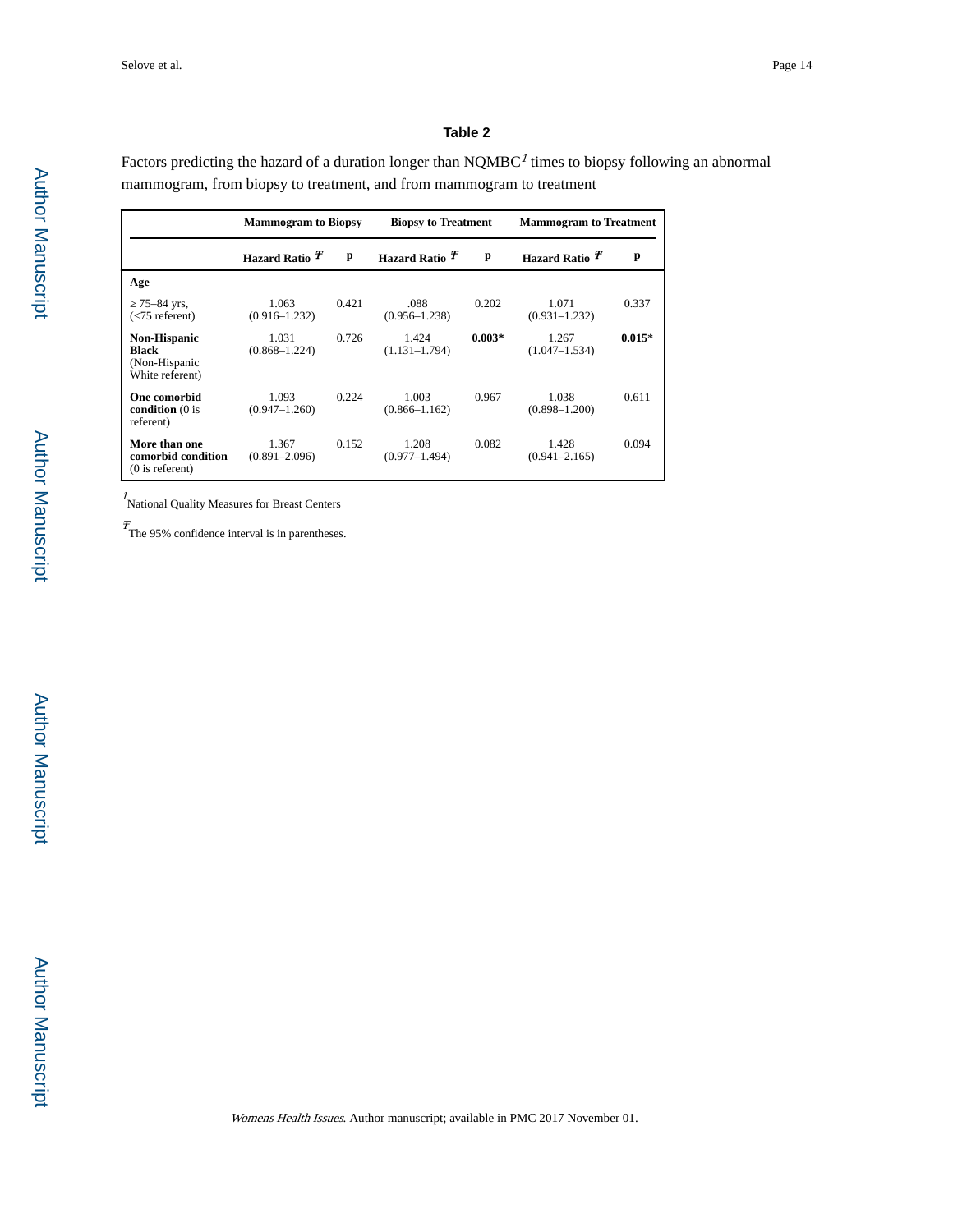## Table 2

Factors predicting the hazard of a duration longer than NQMBC[1] times to biopsy following an abnormal mammogram, from biopsy to treatment, and from mammogram to treatment

| | Mammogram to Biopsy | | Biopsy to Treatment | | Mammogram to Treatment | |
|---|---|---|---|---|---|---|
| | Hazard Ratio [Ŧ] | p | Hazard Ratio [Ŧ] | p | Hazard Ratio [Ŧ] | p |
| **Age** | | | | | | |
| ≥ 75–84 yrs, (<75 referent) | 1.063 (0.916–1.232) | 0.421 | .088 (0.956–1.238) | 0.202 | 1.071 (0.931–1.232) | 0.337 |
| **Non-Hispanic Black** (Non-Hispanic White referent) | 1.031 (0.868–1.224) | 0.726 | 1.424 (1.131–1.794) | **0.003*** | 1.267 (1.047–1.534) | **0.015***|
| **One comorbid condition** (0 is referent) | 1.093 (0.947–1.260) | 0.224 | 1.003 (0.866–1.162) | 0.967 | 1.038 (0.898–1.200) | 0.611 |
| **More than one comorbid condition** (0 is referent) | 1.367 (0.891–2.096) | 0.152 | 1.208 (0.977–1.494) | 0.082 | 1.428 (0.941–2.165) | 0.094 |

[1] National Quality Measures for Breast Centers

[Ŧ] The 95% confidence interval is in parentheses.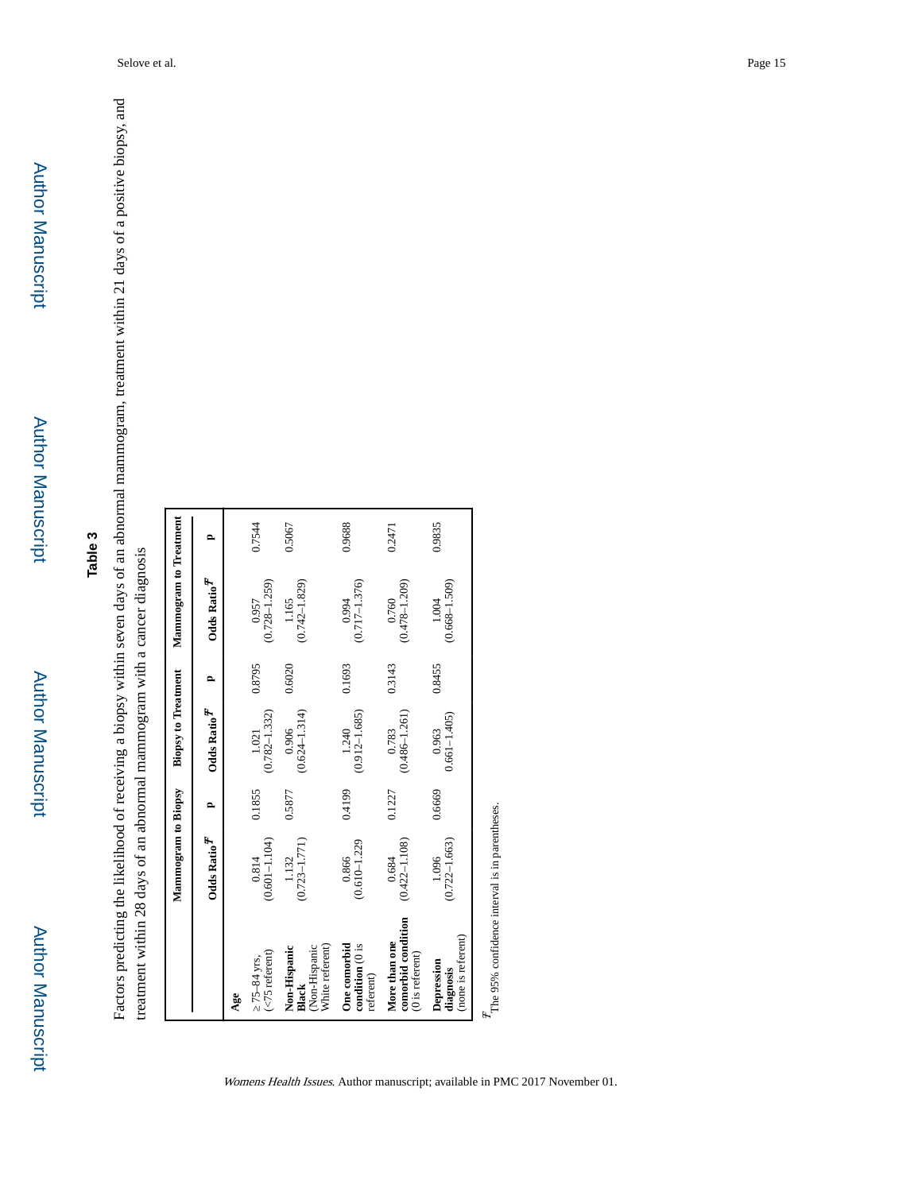## Table 3

Factors predicting the likelihood of receiving a biopsy within seven days of an abnormal mammogram, treatment within 21 days of a positive biopsy, and treatment within 28 days of an abnormal mammogram with a cancer diagnosis

| | Mammogram to Biopsy | | Biopsy to Treatment | | Mammogram to Treatment | |
|---|---|---|---|---|---|---|
| | Odds Ratio[Ŧ] | p | Odds Ratio[Ŧ] | p | Odds Ratio[Ŧ] | p |
| **Age** | | | | | | |
| ≥ 75–84 yrs. (<75 referent) | 0.814 (0.601–1.104) | 0.1855 | 1.021 (0.782–1.332) | 0.8795 | 0.957 (0.728–1.259) | 0.7544 |
| **Non-Hispanic Black** (Non-Hispanic White referent) | 1.132 (0.723–1.771) | 0.5877 | 0.906 (0.624–1.314) | 0.6020 | 1.165 (0.742–1.829) | 0.5067 |
| **One comorbid condition** (0 is referent) | 0.866 (0.610–1.229 | 0.4199 | 1.240 (0.912–1.685) | 0.1693 | 0.994 (0.717–1.376) | 0.9688 |
| **More than one comorbid condition** (0 is referent) | 0.684 (0.422–1.108) | 0.1227 | 0.783 (0.486–1.261) | 0.3143 | 0.760 (0.478–1.209) | 0.2471 |
| **Depression diagnosis** (none is referent) | 1.096 (0.722–1.663) | 0.6669 | 0.963 0.661–1.405) | 0.8455 | 1.004 (0.668–1.509) | 0.9835 |

[Ŧ] The 95% confidence interval is in parentheses.